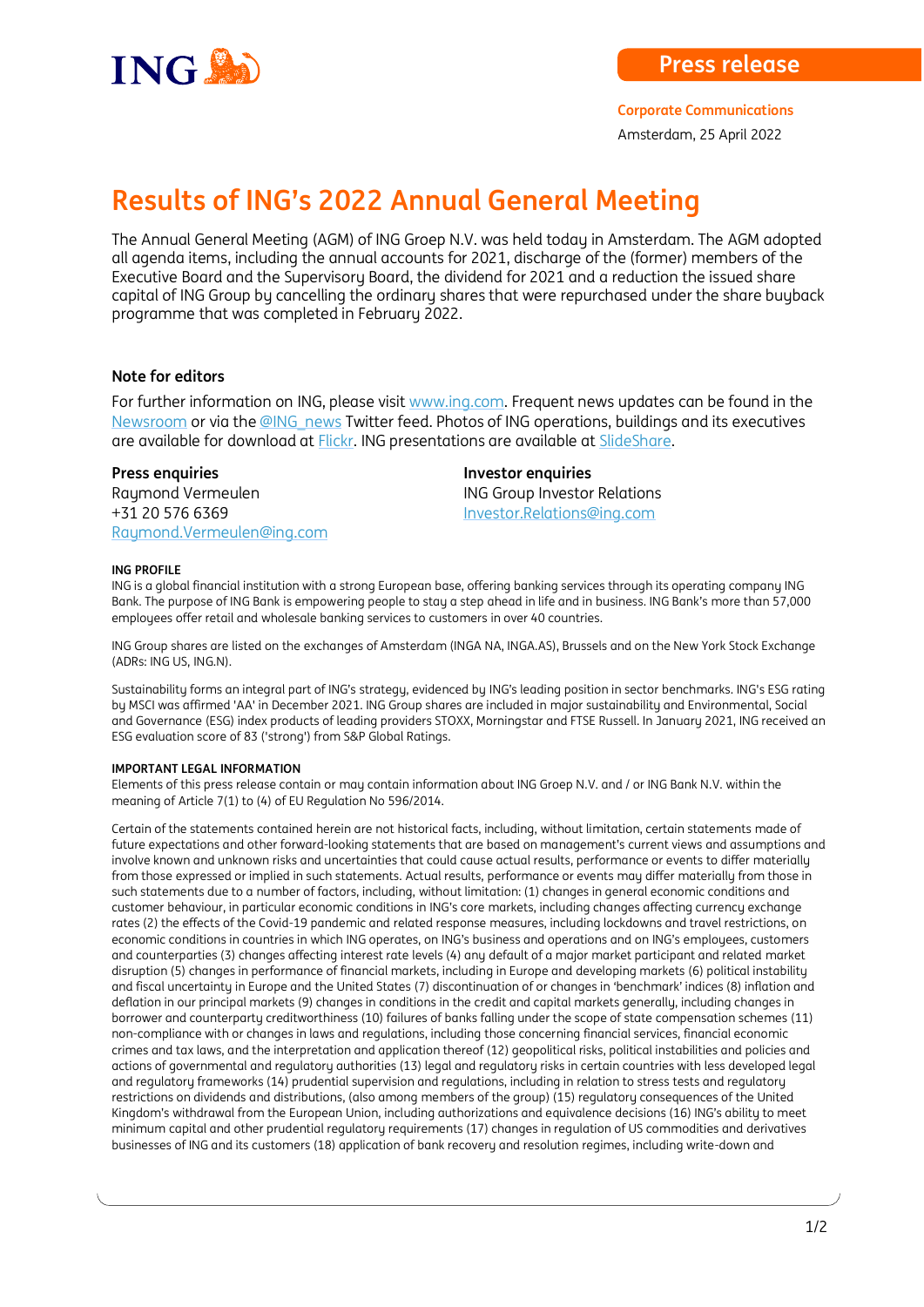**Press release**

**Corporate Communications**

Amsterdam, 25 April 2022

# Results of ING's 2022 Annual General Meeting

The Annual General Meeting (AGM) of ING Groep N.V. was held today in Amsterdam. The AGM adopted all agenda items, including the annual accounts for 2021, discharge of the (former) members of the Executive Board and the Supervisory Board, the dividend for 2021 and a reduction the issued share capital of ING Group by cancelling the ordinary shares that were repurchased under the share buyback programme that was completed in February 2022.

## Note for editors

For further information on ING, please visit www.ing.com. Frequent news updates can be found in the Newsroom or via the @ING_news Twitter feed. Photos of ING operations, buildings and its executives are available for download at Flickr. ING presentations are available at SlideShare.

**Press enquiries**
Raymond Vermeulen
+31 20 576 6369
Raymond.Vermeulen@ing.com

**Investor enquiries**
ING Group Investor Relations
Investor.Relations@ing.com

**ING PROFILE**

ING is a global financial institution with a strong European base, offering banking services through its operating company ING Bank. The purpose of ING Bank is empowering people to stay a step ahead in life and in business. ING Bank's more than 57,000 employees offer retail and wholesale banking services to customers in over 40 countries.

ING Group shares are listed on the exchanges of Amsterdam (INGA NA, INGA.AS), Brussels and on the New York Stock Exchange (ADRs: ING US, ING.N).

Sustainability forms an integral part of ING's strategy, evidenced by ING's leading position in sector benchmarks. ING's ESG rating by MSCI was affirmed 'AA' in December 2021. ING Group shares are included in major sustainability and Environmental, Social and Governance (ESG) index products of leading providers STOXX, Morningstar and FTSE Russell. In January 2021, ING received an ESG evaluation score of 83 ('strong') from S&P Global Ratings.

**IMPORTANT LEGAL INFORMATION**

Elements of this press release contain or may contain information about ING Groep N.V. and / or ING Bank N.V. within the meaning of Article 7(1) to (4) of EU Regulation No 596/2014.

Certain of the statements contained herein are not historical facts, including, without limitation, certain statements made of future expectations and other forward-looking statements that are based on management's current views and assumptions and involve known and unknown risks and uncertainties that could cause actual results, performance or events to differ materially from those expressed or implied in such statements. Actual results, performance or events may differ materially from those in such statements due to a number of factors, including, without limitation: (1) changes in general economic conditions and customer behaviour, in particular economic conditions in ING's core markets, including changes affecting currency exchange rates (2) the effects of the Covid-19 pandemic and related response measures, including lockdowns and travel restrictions, on economic conditions in countries in which ING operates, on ING's business and operations and on ING's employees, customers and counterparties (3) changes affecting interest rate levels (4) any default of a major market participant and related market disruption (5) changes in performance of financial markets, including in Europe and developing markets (6) political instability and fiscal uncertainty in Europe and the United States (7) discontinuation of or changes in 'benchmark' indices (8) inflation and deflation in our principal markets (9) changes in conditions in the credit and capital markets generally, including changes in borrower and counterparty creditworthiness (10) failures of banks falling under the scope of state compensation schemes (11) non-compliance with or changes in laws and regulations, including those concerning financial services, financial economic crimes and tax laws, and the interpretation and application thereof (12) geopolitical risks, political instabilities and policies and actions of governmental and regulatory authorities (13) legal and regulatory risks in certain countries with less developed legal and regulatory frameworks (14) prudential supervision and regulations, including in relation to stress tests and regulatory restrictions on dividends and distributions, (also among members of the group) (15) regulatory consequences of the United Kingdom's withdrawal from the European Union, including authorizations and equivalence decisions (16) ING's ability to meet minimum capital and other prudential regulatory requirements (17) changes in regulation of US commodities and derivatives businesses of ING and its customers (18) application of bank recovery and resolution regimes, including write-down and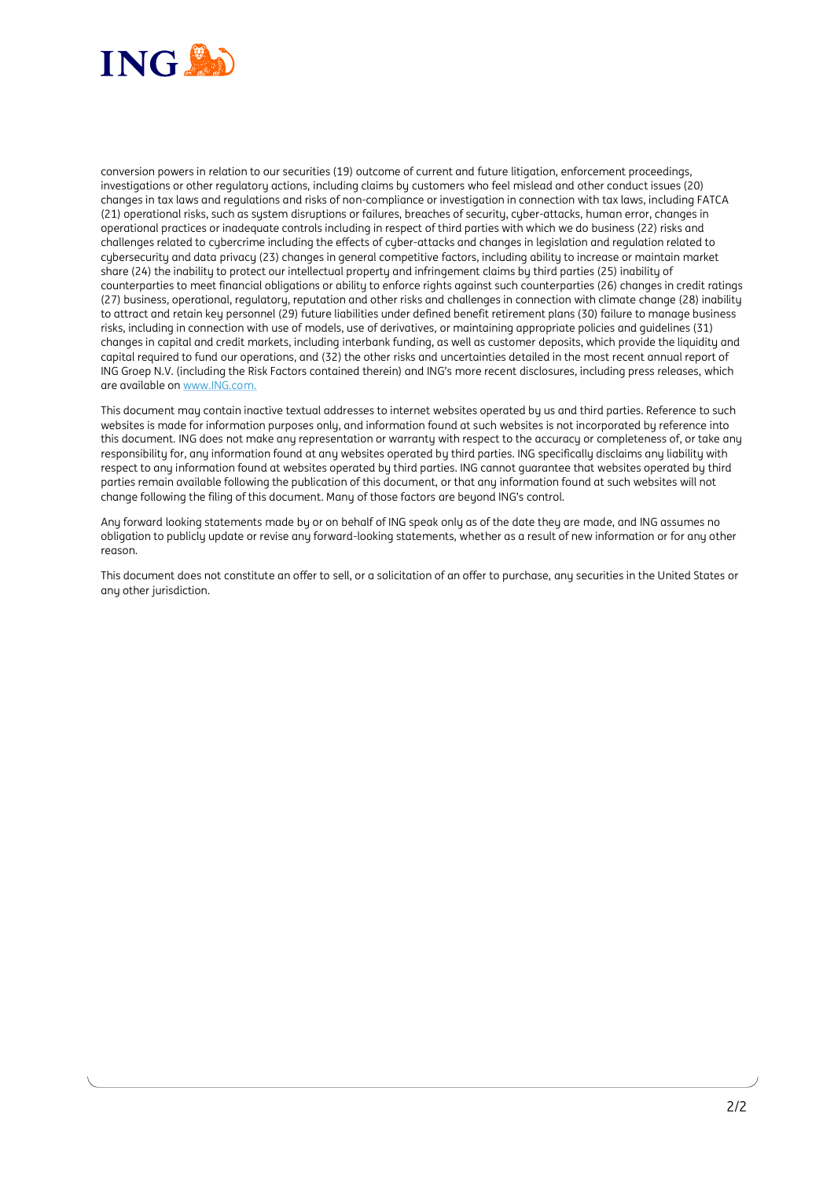conversion powers in relation to our securities (19) outcome of current and future litigation, enforcement proceedings, investigations or other regulatory actions, including claims by customers who feel mislead and other conduct issues (20) changes in tax laws and regulations and risks of non-compliance or investigation in connection with tax laws, including FATCA (21) operational risks, such as system disruptions or failures, breaches of security, cyber-attacks, human error, changes in operational practices or inadequate controls including in respect of third parties with which we do business (22) risks and challenges related to cybercrime including the effects of cyber-attacks and changes in legislation and regulation related to cybersecurity and data privacy (23) changes in general competitive factors, including ability to increase or maintain market share (24) the inability to protect our intellectual property and infringement claims by third parties (25) inability of counterparties to meet financial obligations or ability to enforce rights against such counterparties (26) changes in credit ratings (27) business, operational, regulatory, reputation and other risks and challenges in connection with climate change (28) inability to attract and retain key personnel (29) future liabilities under defined benefit retirement plans (30) failure to manage business risks, including in connection with use of models, use of derivatives, or maintaining appropriate policies and guidelines (31) changes in capital and credit markets, including interbank funding, as well as customer deposits, which provide the liquidity and capital required to fund our operations, and (32) the other risks and uncertainties detailed in the most recent annual report of ING Groep N.V. (including the Risk Factors contained therein) and ING's more recent disclosures, including press releases, which are available on www.ING.com.

This document may contain inactive textual addresses to internet websites operated by us and third parties. Reference to such websites is made for information purposes only, and information found at such websites is not incorporated by reference into this document. ING does not make any representation or warranty with respect to the accuracy or completeness of, or take any responsibility for, any information found at any websites operated by third parties. ING specifically disclaims any liability with respect to any information found at websites operated by third parties. ING cannot guarantee that websites operated by third parties remain available following the publication of this document, or that any information found at such websites will not change following the filing of this document. Many of those factors are beyond ING's control.

Any forward looking statements made by or on behalf of ING speak only as of the date they are made, and ING assumes no obligation to publicly update or revise any forward-looking statements, whether as a result of new information or for any other reason.

This document does not constitute an offer to sell, or a solicitation of an offer to purchase, any securities in the United States or any other jurisdiction.